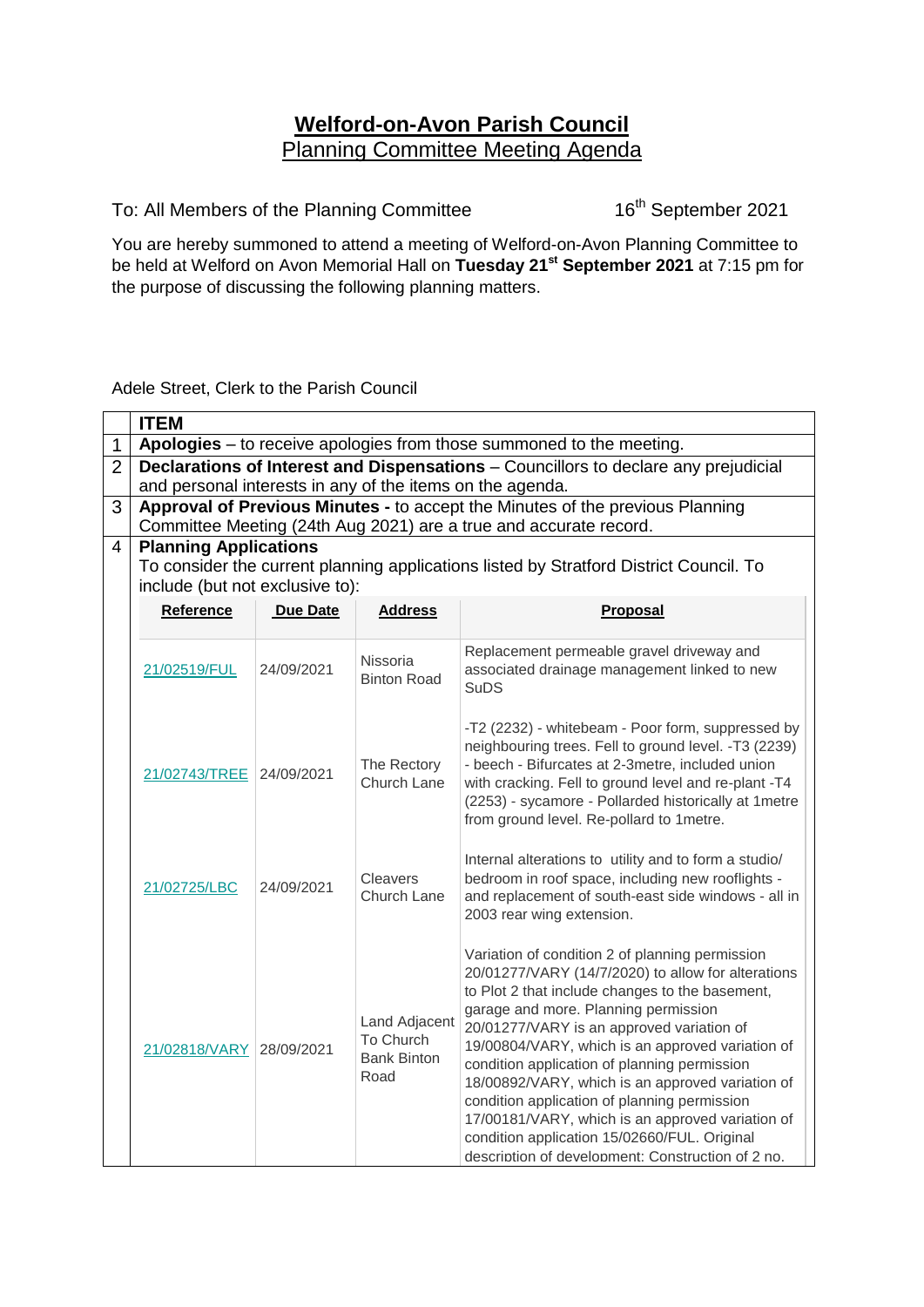# Welford-on-Avon Parish Council

## Planning Committee Meeting Agenda

To: All Members of the Planning Committee 16th September 2021

You are hereby summoned to attend a meeting of Welford-on-Avon Planning Committee to be held at Welford on Avon Memorial Hall on **Tuesday 21st September 2021** at 7:15 pm for the purpose of discussing the following planning matters.

Adele Street, Clerk to the Parish Council

| | ITEM |
|---|---|
| 1 | **Apologies** – to receive apologies from those summoned to the meeting. |
| 2 | **Declarations of Interest and Dispensations** – Councillors to declare any prejudicial and personal interests in any of the items on the agenda. |
| 3 | **Approval of Previous Minutes -** to accept the Minutes of the previous Planning Committee Meeting (24th Aug 2021) are a true and accurate record. |
| 4 | **Planning Applications**<br>To consider the current planning applications listed by Stratford District Council. To include (but not exclusive to): |

| Reference | Due Date | Address | Proposal |
|---|---|---|---|
| 21/02519/FUL | 24/09/2021 | Nissoria Binton Road | Replacement permeable gravel driveway and associated drainage management linked to new SuDS |
| 21/02743/TREE | 24/09/2021 | The Rectory Church Lane | -T2 (2232) - whitebeam - Poor form, suppressed by neighbouring trees. Fell to ground level. -T3 (2239) - beech - Bifurcates at 2-3metre, included union with cracking. Fell to ground level and re-plant -T4 (2253) - sycamore - Pollarded historically at 1metre from ground level. Re-pollard to 1metre. |
| 21/02725/LBC | 24/09/2021 | Cleavers Church Lane | Internal alterations to utility and to form a studio/ bedroom in roof space, including new rooflights - and replacement of south-east side windows - all in 2003 rear wing extension. |
| 21/02818/VARY | 28/09/2021 | Land Adjacent To Church Bank Binton Road | Variation of condition 2 of planning permission 20/01277/VARY (14/7/2020) to allow for alterations to Plot 2 that include changes to the basement, garage and more. Planning permission 20/01277/VARY is an approved variation of 19/00804/VARY, which is an approved variation of condition application of planning permission 18/00892/VARY, which is an approved variation of condition application of planning permission 17/00181/VARY, which is an approved variation of condition application 15/02660/FUL. Original description of development: Construction of 2 no. |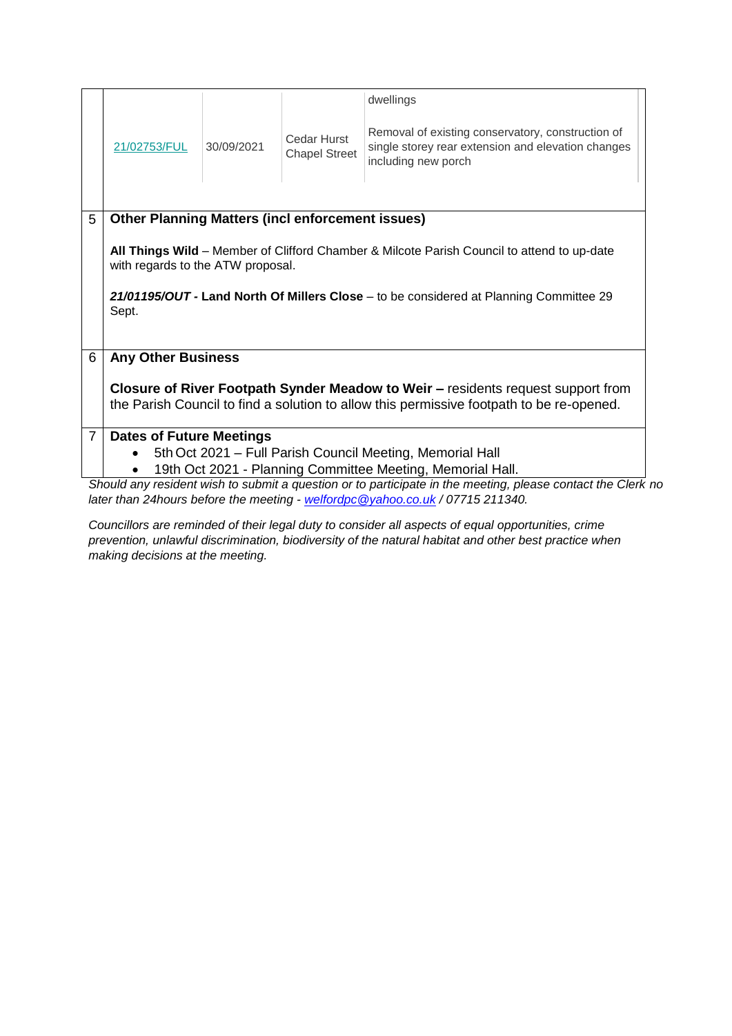| | | | | |
|---|---|---|---|---|
| | | | | dwellings |
| | 21/02753/FUL | 30/09/2021 | Cedar Hurst Chapel Street | Removal of existing conservatory, construction of single storey rear extension and elevation changes including new porch |
| 5 | **Other Planning Matters (incl enforcement issues)**<br><br>**All Things Wild** – Member of Clifford Chamber & Milcote Parish Council to attend to up-date with regards to the ATW proposal.<br><br>***21/01195/OUT*** **- Land North Of Millers Close** – to be considered at Planning Committee 29 Sept. | | | |
| 6 | **Any Other Business**<br><br>**Closure of River Footpath Synder Meadow to Weir –** residents request support from the Parish Council to find a solution to allow this permissive footpath to be re-opened. | | | |
| 7 | **Dates of Future Meetings**<br>• 5th Oct 2021 – Full Parish Council Meeting, Memorial Hall<br>• 19th Oct 2021 - Planning Committee Meeting, Memorial Hall. | | | |

*Should any resident wish to submit a question or to participate in the meeting, please contact the Clerk no later than 24hours before the meeting - welfordpc@yahoo.co.uk / 07715 211340.*

*Councillors are reminded of their legal duty to consider all aspects of equal opportunities, crime prevention, unlawful discrimination, biodiversity of the natural habitat and other best practice when making decisions at the meeting.*